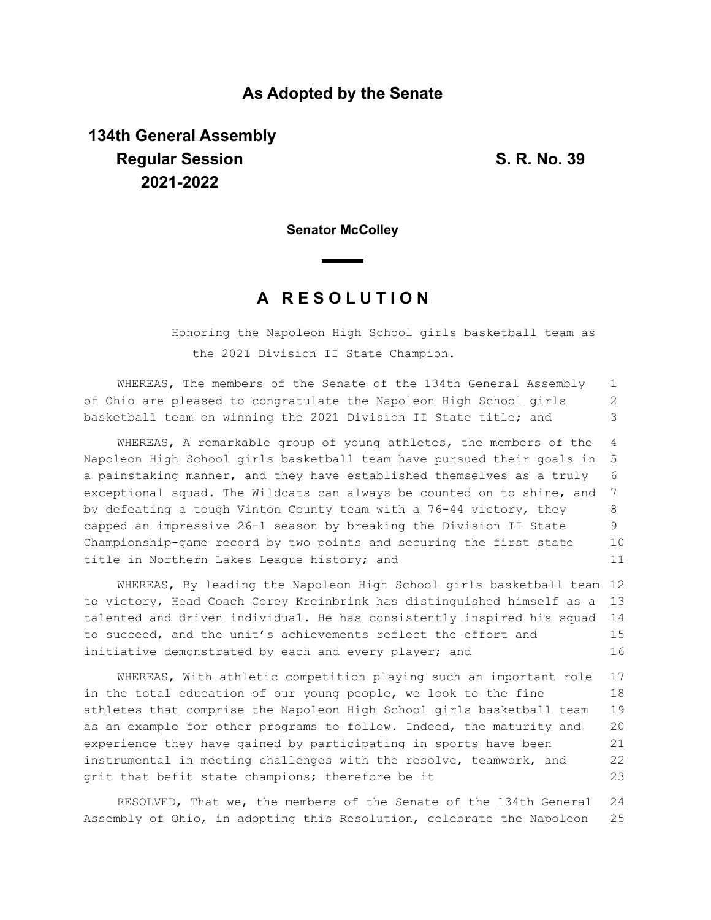## As Adopted by the Senate

**134th General Assembly**
**Regular Session**
**2021-2022**

**S. R. No. 39**

**Senator McColley**

# A RESOLUTION

Honoring the Napoleon High School girls basketball team as the 2021 Division II State Champion.

WHEREAS, The members of the Senate of the 134th General Assembly of Ohio are pleased to congratulate the Napoleon High School girls basketball team on winning the 2021 Division II State title; and

WHEREAS, A remarkable group of young athletes, the members of the Napoleon High School girls basketball team have pursued their goals in a painstaking manner, and they have established themselves as a truly exceptional squad. The Wildcats can always be counted on to shine, and by defeating a tough Vinton County team with a 76-44 victory, they capped an impressive 26-1 season by breaking the Division II State Championship-game record by two points and securing the first state title in Northern Lakes League history; and

WHEREAS, By leading the Napoleon High School girls basketball team to victory, Head Coach Corey Kreinbrink has distinguished himself as a talented and driven individual. He has consistently inspired his squad to succeed, and the unit's achievements reflect the effort and initiative demonstrated by each and every player; and

WHEREAS, With athletic competition playing such an important role in the total education of our young people, we look to the fine athletes that comprise the Napoleon High School girls basketball team as an example for other programs to follow. Indeed, the maturity and experience they have gained by participating in sports have been instrumental in meeting challenges with the resolve, teamwork, and grit that befit state champions; therefore be it

RESOLVED, That we, the members of the Senate of the 134th General Assembly of Ohio, in adopting this Resolution, celebrate the Napoleon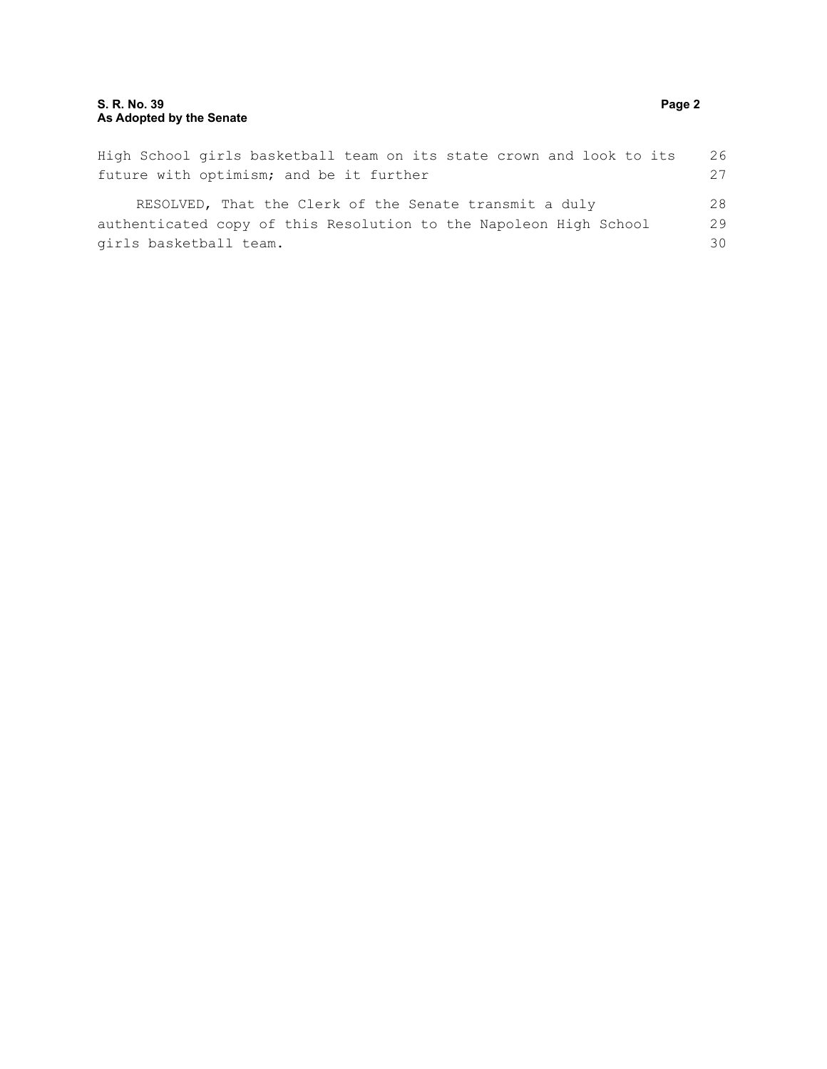High School girls basketball team on its state crown and look to its future with optimism; and be it further

RESOLVED, That the Clerk of the Senate transmit a duly authenticated copy of this Resolution to the Napoleon High School girls basketball team.